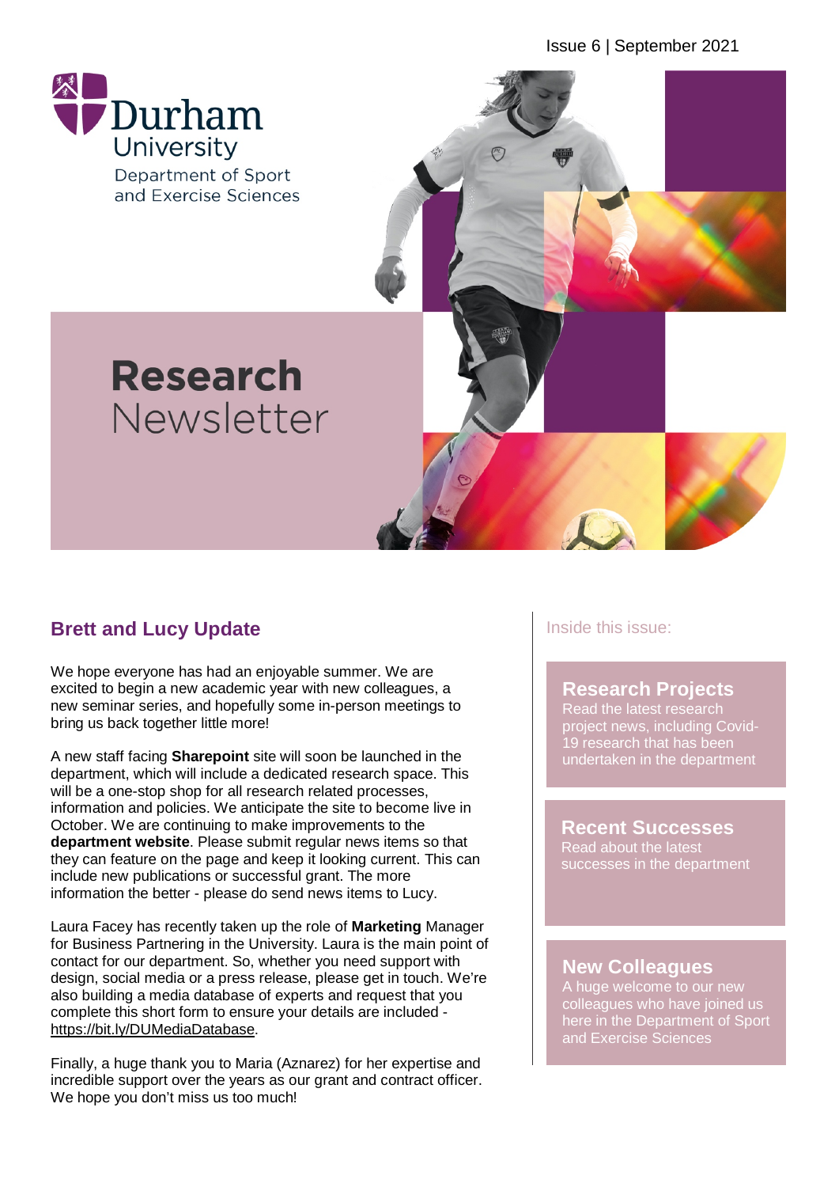Issue 6 | September 2021

Durham University

Department of Sport and Exercise Sciences

# Research Newsletter

## Brett and Lucy Update

We hope everyone has had an enjoyable summer. We are excited to begin a new academic year with new colleagues, a new seminar series, and hopefully some in-person meetings to bring us back together little more!

A new staff facing **Sharepoint** site will soon be launched in the department, which will include a dedicated research space. This will be a one-stop shop for all research related processes, information and policies. We anticipate the site to become live in October. We are continuing to make improvements to the **department website**. Please submit regular news items so that they can feature on the page and keep it looking current. This can include new publications or successful grant. The more information the better - please do send news items to Lucy.

Laura Facey has recently taken up the role of **Marketing** Manager for Business Partnering in the University. Laura is the main point of contact for our department. So, whether you need support with design, social media or a press release, please get in touch. We're also building a media database of experts and request that you complete this short form to ensure your details are included - https://bit.ly/DUMediaDatabase.

Finally, a huge thank you to Maria (Aznarez) for her expertise and incredible support over the years as our grant and contract officer. We hope you don't miss us too much!

Inside this issue:

**Research Projects**
Read the latest research project news, including Covid-19 research that has been undertaken in the department

**Recent Successes**
Read about the latest successes in the department

**New Colleagues**
A huge welcome to our new colleagues who have joined us here in the Department of Sport and Exercise Sciences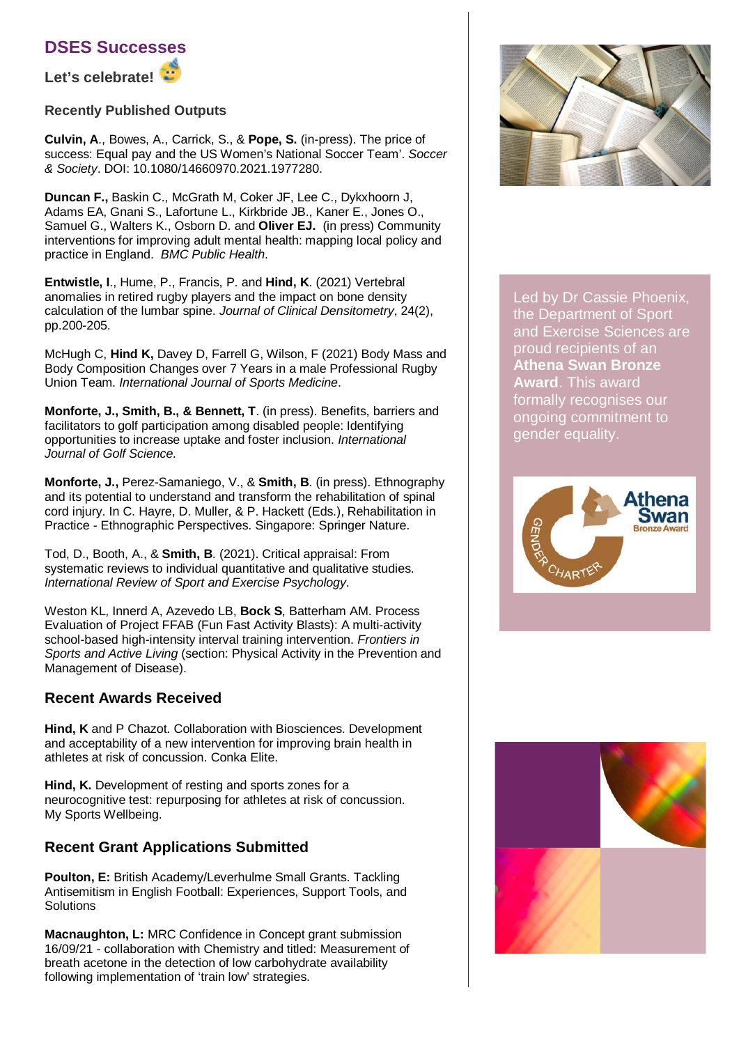# DSES Successes

**Let's celebrate!**

### Recently Published Outputs

**Culvin, A**., Bowes, A., Carrick, S., & **Pope, S.** (in-press). The price of success: Equal pay and the US Women's National Soccer Team'. *Soccer & Society*. DOI: 10.1080/14660970.2021.1977280.

**Duncan F.,** Baskin C., McGrath M, Coker JF, Lee C., Dykxhoorn J, Adams EA, Gnani S., Lafortune L., Kirkbride JB., Kaner E., Jones O., Samuel G., Walters K., Osborn D. and **Oliver EJ.** (in press) Community interventions for improving adult mental health: mapping local policy and practice in England. *BMC Public Health*.

**Entwistle, I**., Hume, P., Francis, P. and **Hind, K**. (2021) Vertebral anomalies in retired rugby players and the impact on bone density calculation of the lumbar spine. *Journal of Clinical Densitometry*, 24(2), pp.200-205.

McHugh C, **Hind K,** Davey D, Farrell G, Wilson, F (2021) Body Mass and Body Composition Changes over 7 Years in a male Professional Rugby Union Team. *International Journal of Sports Medicine*.

**Monforte, J., Smith, B., & Bennett, T**. (in press). Benefits, barriers and facilitators to golf participation among disabled people: Identifying opportunities to increase uptake and foster inclusion. *International Journal of Golf Science.*

**Monforte, J.,** Perez-Samaniego, V., & **Smith, B**. (in press). Ethnography and its potential to understand and transform the rehabilitation of spinal cord injury. In C. Hayre, D. Muller, & P. Hackett (Eds.), Rehabilitation in Practice - Ethnographic Perspectives. Singapore: Springer Nature.

Tod, D., Booth, A., & **Smith, B**. (2021). Critical appraisal: From systematic reviews to individual quantitative and qualitative studies. *International Review of Sport and Exercise Psychology*.

Weston KL, Innerd A, Azevedo LB, **Bock S**, Batterham AM. Process Evaluation of Project FFAB (Fun Fast Activity Blasts): A multi-activity school-based high-intensity interval training intervention. *Frontiers in Sports and Active Living* (section: Physical Activity in the Prevention and Management of Disease).

### Recent Awards Received

**Hind, K** and P Chazot. Collaboration with Biosciences. Development and acceptability of a new intervention for improving brain health in athletes at risk of concussion. Conka Elite.

**Hind, K.** Development of resting and sports zones for a neurocognitive test: repurposing for athletes at risk of concussion. My Sports Wellbeing.

### Recent Grant Applications Submitted

**Poulton, E:** British Academy/Leverhulme Small Grants. Tackling Antisemitism in English Football: Experiences, Support Tools, and Solutions

**Macnaughton, L:** MRC Confidence in Concept grant submission 16/09/21 - collaboration with Chemistry and titled: Measurement of breath acetone in the detection of low carbohydrate availability following implementation of 'train low' strategies.

Led by Dr Cassie Phoenix, the Department of Sport and Exercise Sciences are proud recipients of an **Athena Swan Bronze Award**. This award formally recognises our ongoing commitment to gender equality.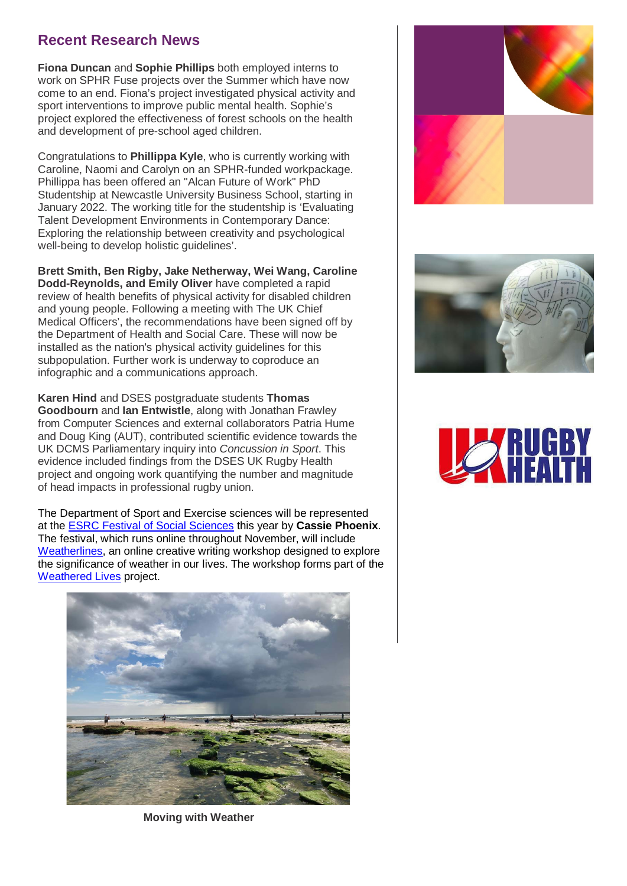## Recent Research News

**Fiona Duncan** and **Sophie Phillips** both employed interns to work on SPHR Fuse projects over the Summer which have now come to an end. Fiona's project investigated physical activity and sport interventions to improve public mental health. Sophie's project explored the effectiveness of forest schools on the health and development of pre-school aged children.

Congratulations to **Phillippa Kyle**, who is currently working with Caroline, Naomi and Carolyn on an SPHR-funded workpackage. Phillippa has been offered an "Alcan Future of Work" PhD Studentship at Newcastle University Business School, starting in January 2022. The working title for the studentship is 'Evaluating Talent Development Environments in Contemporary Dance: Exploring the relationship between creativity and psychological well-being to develop holistic guidelines'.

**Brett Smith, Ben Rigby, Jake Netherway, Wei Wang, Caroline Dodd-Reynolds, and Emily Oliver** have completed a rapid review of health benefits of physical activity for disabled children and young people. Following a meeting with The UK Chief Medical Officers', the recommendations have been signed off by the Department of Health and Social Care. These will now be installed as the nation's physical activity guidelines for this subpopulation. Further work is underway to coproduce an infographic and a communications approach.

**Karen Hind** and DSES postgraduate students **Thomas Goodbourn** and **Ian Entwistle**, along with Jonathan Frawley from Computer Sciences and external collaborators Patria Hume and Doug King (AUT), contributed scientific evidence towards the UK DCMS Parliamentary inquiry into *Concussion in Sport*. This evidence included findings from the DSES UK Rugby Health project and ongoing work quantifying the number and magnitude of head impacts in professional rugby union.

The Department of Sport and Exercise sciences will be represented at the ESRC Festival of Social Sciences this year by **Cassie Phoenix**. The festival, which runs online throughout November, will include Weatherlines, an online creative writing workshop designed to explore the significance of weather in our lives. The workshop forms part of the Weathered Lives project.

**Moving with Weather**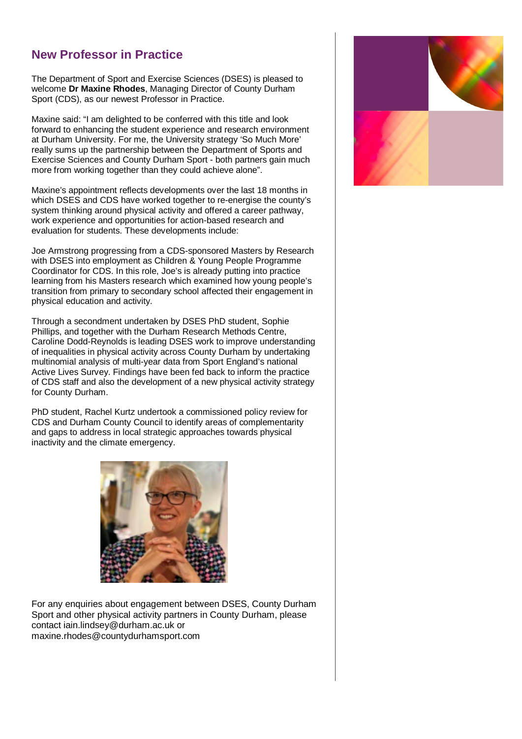## New Professor in Practice

The Department of Sport and Exercise Sciences (DSES) is pleased to welcome **Dr Maxine Rhodes**, Managing Director of County Durham Sport (CDS), as our newest Professor in Practice.

Maxine said: "I am delighted to be conferred with this title and look forward to enhancing the student experience and research environment at Durham University. For me, the University strategy 'So Much More' really sums up the partnership between the Department of Sports and Exercise Sciences and County Durham Sport - both partners gain much more from working together than they could achieve alone".

Maxine's appointment reflects developments over the last 18 months in which DSES and CDS have worked together to re-energise the county's system thinking around physical activity and offered a career pathway, work experience and opportunities for action-based research and evaluation for students. These developments include:

Joe Armstrong progressing from a CDS-sponsored Masters by Research with DSES into employment as Children & Young People Programme Coordinator for CDS. In this role, Joe's is already putting into practice learning from his Masters research which examined how young people's transition from primary to secondary school affected their engagement in physical education and activity.

Through a secondment undertaken by DSES PhD student, Sophie Phillips, and together with the Durham Research Methods Centre, Caroline Dodd-Reynolds is leading DSES work to improve understanding of inequalities in physical activity across County Durham by undertaking multinomial analysis of multi-year data from Sport England's national Active Lives Survey. Findings have been fed back to inform the practice of CDS staff and also the development of a new physical activity strategy for County Durham.

PhD student, Rachel Kurtz undertook a commissioned policy review for CDS and Durham County Council to identify areas of complementarity and gaps to address in local strategic approaches towards physical inactivity and the climate emergency.

For any enquiries about engagement between DSES, County Durham Sport and other physical activity partners in County Durham, please contact iain.lindsey@durham.ac.uk or maxine.rhodes@countydurhamsport.com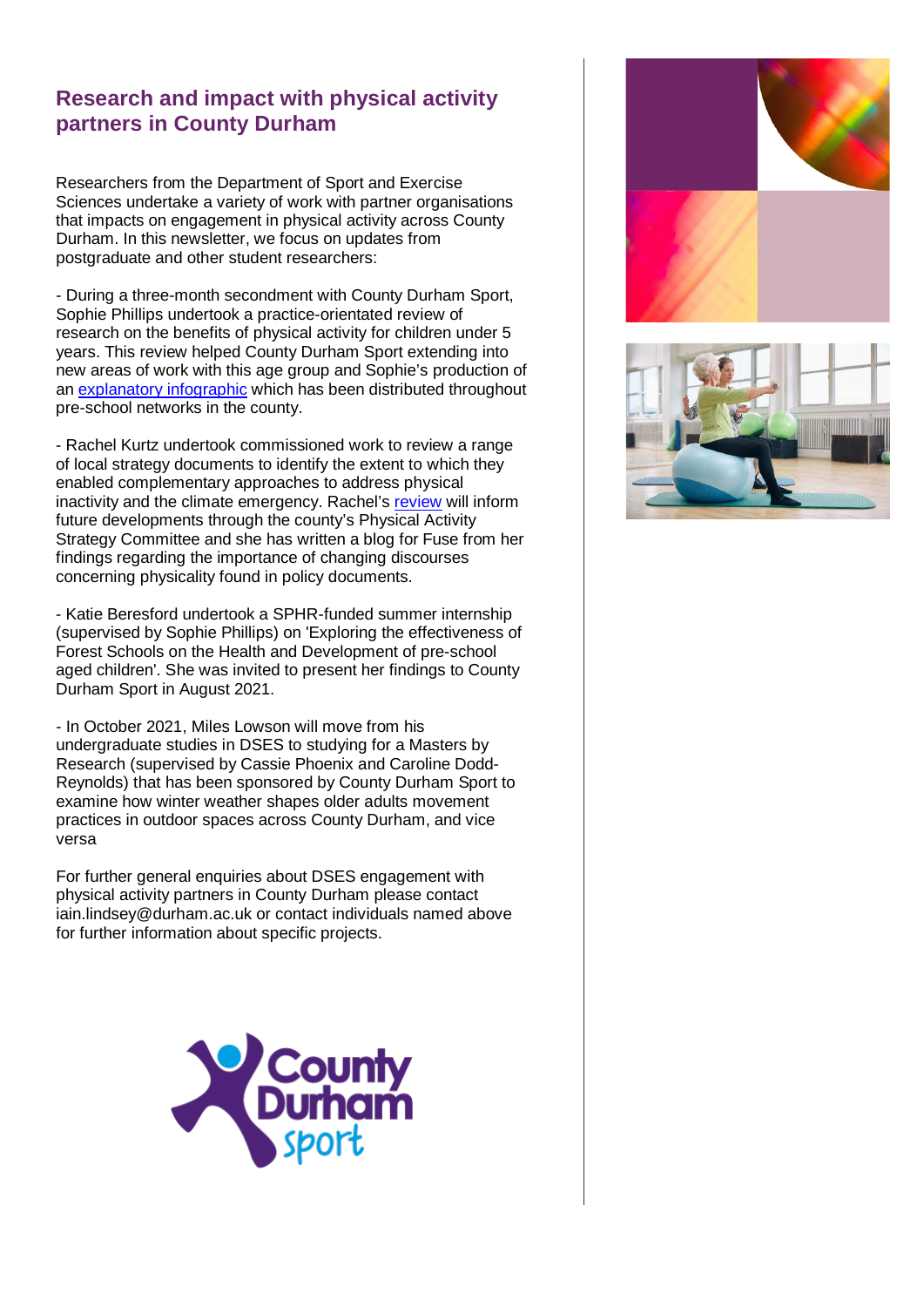## Research and impact with physical activity partners in County Durham

Researchers from the Department of Sport and Exercise Sciences undertake a variety of work with partner organisations that impacts on engagement in physical activity across County Durham. In this newsletter, we focus on updates from postgraduate and other student researchers:

- During a three-month secondment with County Durham Sport, Sophie Phillips undertook a practice-orientated review of research on the benefits of physical activity for children under 5 years. This review helped County Durham Sport extending into new areas of work with this age group and Sophie's production of an explanatory infographic which has been distributed throughout pre-school networks in the county.

- Rachel Kurtz undertook commissioned work to review a range of local strategy documents to identify the extent to which they enabled complementary approaches to address physical inactivity and the climate emergency. Rachel's review will inform future developments through the county's Physical Activity Strategy Committee and she has written a blog for Fuse from her findings regarding the importance of changing discourses concerning physicality found in policy documents.

- Katie Beresford undertook a SPHR-funded summer internship (supervised by Sophie Phillips) on 'Exploring the effectiveness of Forest Schools on the Health and Development of pre-school aged children'. She was invited to present her findings to County Durham Sport in August 2021.

- In October 2021, Miles Lowson will move from his undergraduate studies in DSES to studying for a Masters by Research (supervised by Cassie Phoenix and Caroline Dodd-Reynolds) that has been sponsored by County Durham Sport to examine how winter weather shapes older adults movement practices in outdoor spaces across County Durham, and vice versa

For further general enquiries about DSES engagement with physical activity partners in County Durham please contact iain.lindsey@durham.ac.uk or contact individuals named above for further information about specific projects.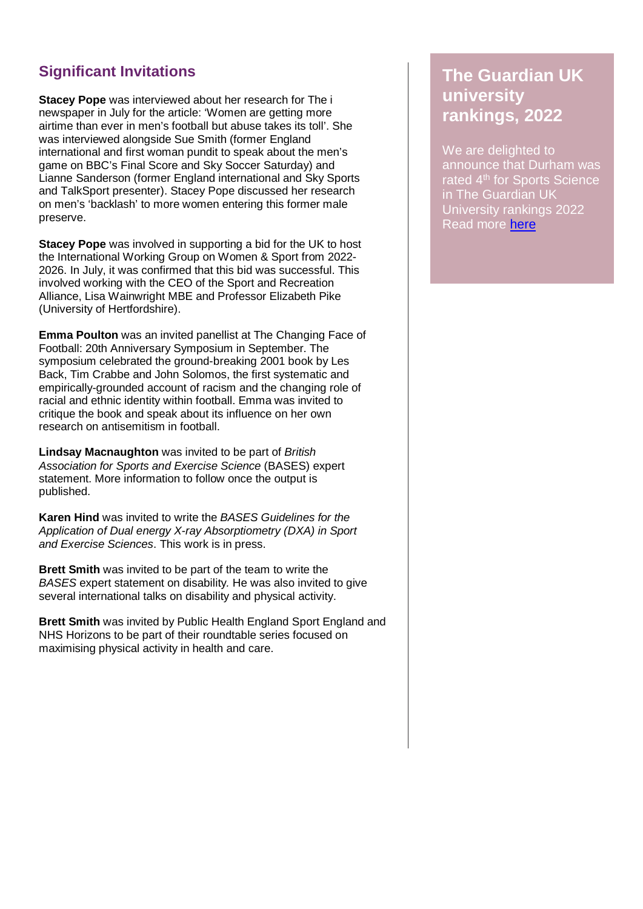## Significant Invitations

**Stacey Pope** was interviewed about her research for The i newspaper in July for the article: 'Women are getting more airtime than ever in men's football but abuse takes its toll'. She was interviewed alongside Sue Smith (former England international and first woman pundit to speak about the men's game on BBC's Final Score and Sky Soccer Saturday) and Lianne Sanderson (former England international and Sky Sports and TalkSport presenter). Stacey Pope discussed her research on men's 'backlash' to more women entering this former male preserve.

**Stacey Pope** was involved in supporting a bid for the UK to host the International Working Group on Women & Sport from 2022-2026. In July, it was confirmed that this bid was successful. This involved working with the CEO of the Sport and Recreation Alliance, Lisa Wainwright MBE and Professor Elizabeth Pike (University of Hertfordshire).

**Emma Poulton** was an invited panellist at The Changing Face of Football: 20th Anniversary Symposium in September. The symposium celebrated the ground-breaking 2001 book by Les Back, Tim Crabbe and John Solomos, the first systematic and empirically-grounded account of racism and the changing role of racial and ethnic identity within football. Emma was invited to critique the book and speak about its influence on her own research on antisemitism in football.

**Lindsay Macnaughton** was invited to be part of *British Association for Sports and Exercise Science* (BASES) expert statement. More information to follow once the output is published.

**Karen Hind** was invited to write the *BASES Guidelines for the Application of Dual energy X-ray Absorptiometry (DXA) in Sport and Exercise Sciences*. This work is in press.

**Brett Smith** was invited to be part of the team to write the *BASES* expert statement on disability. He was also invited to give several international talks on disability and physical activity.

**Brett Smith** was invited by Public Health England Sport England and NHS Horizons to be part of their roundtable series focused on maximising physical activity in health and care.

## The Guardian UK university rankings, 2022

We are delighted to announce that Durham was rated 4th for Sports Science in The Guardian UK University rankings 2022 Read more [here]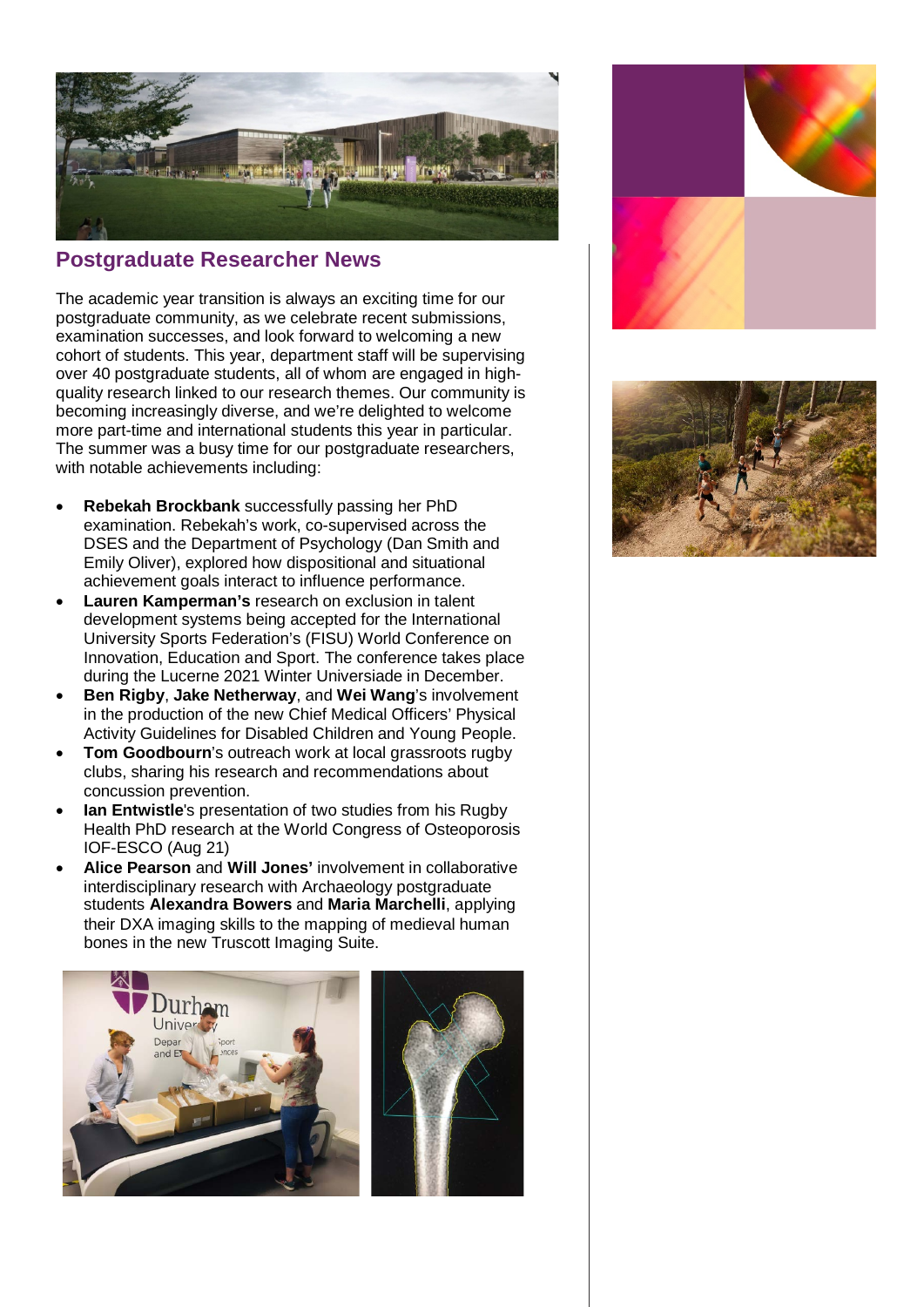## Postgraduate Researcher News

The academic year transition is always an exciting time for our postgraduate community, as we celebrate recent submissions, examination successes, and look forward to welcoming a new cohort of students. This year, department staff will be supervising over 40 postgraduate students, all of whom are engaged in high-quality research linked to our research themes. Our community is becoming increasingly diverse, and we're delighted to welcome more part-time and international students this year in particular. The summer was a busy time for our postgraduate researchers, with notable achievements including:

- **Rebekah Brockbank** successfully passing her PhD examination. Rebekah's work, co-supervised across the DSES and the Department of Psychology (Dan Smith and Emily Oliver), explored how dispositional and situational achievement goals interact to influence performance.
- **Lauren Kamperman's** research on exclusion in talent development systems being accepted for the International University Sports Federation's (FISU) World Conference on Innovation, Education and Sport. The conference takes place during the Lucerne 2021 Winter Universiade in December.
- **Ben Rigby**, **Jake Netherway**, and **Wei Wang**'s involvement in the production of the new Chief Medical Officers' Physical Activity Guidelines for Disabled Children and Young People.
- **Tom Goodbourn**'s outreach work at local grassroots rugby clubs, sharing his research and recommendations about concussion prevention.
- **Ian Entwistle**'s presentation of two studies from his Rugby Health PhD research at the World Congress of Osteoporosis IOF-ESCO (Aug 21)
- **Alice Pearson** and **Will Jones'** involvement in collaborative interdisciplinary research with Archaeology postgraduate students **Alexandra Bowers** and **Maria Marchelli**, applying their DXA imaging skills to the mapping of medieval human bones in the new Truscott Imaging Suite.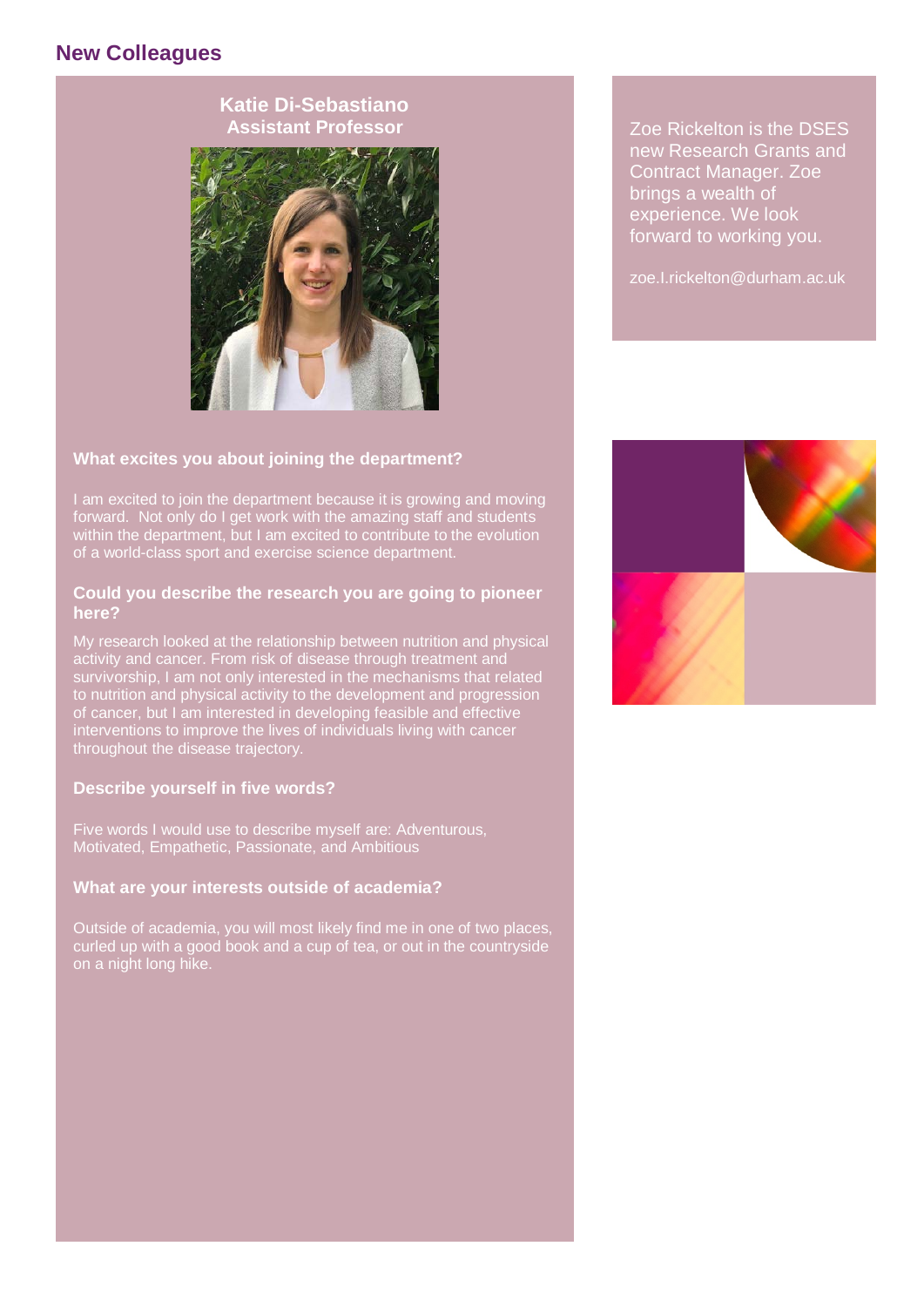## New Colleagues

### Katie Di-Sebastiano
### Assistant Professor

**What excites you about joining the department?**

I am excited to join the department because it is growing and moving forward. Not only do I get work with the amazing staff and students within the department, but I am excited to contribute to the evolution of a world-class sport and exercise science department.

**Could you describe the research you are going to pioneer here?**

My research looked at the relationship between nutrition and physical activity and cancer. From risk of disease through treatment and survivorship, I am not only interested in the mechanisms that related to nutrition and physical activity to the development and progression of cancer, but I am interested in developing feasible and effective interventions to improve the lives of individuals living with cancer throughout the disease trajectory.

**Describe yourself in five words?**

Five words I would use to describe myself are: Adventurous, Motivated, Empathetic, Passionate, and Ambitious

**What are your interests outside of academia?**

Outside of academia, you will most likely find me in one of two places, curled up with a good book and a cup of tea, or out in the countryside on a night long hike.

Zoe Rickelton is the DSES new Research Grants and Contract Manager. Zoe brings a wealth of experience. We look forward to working you.

zoe.l.rickelton@durham.ac.uk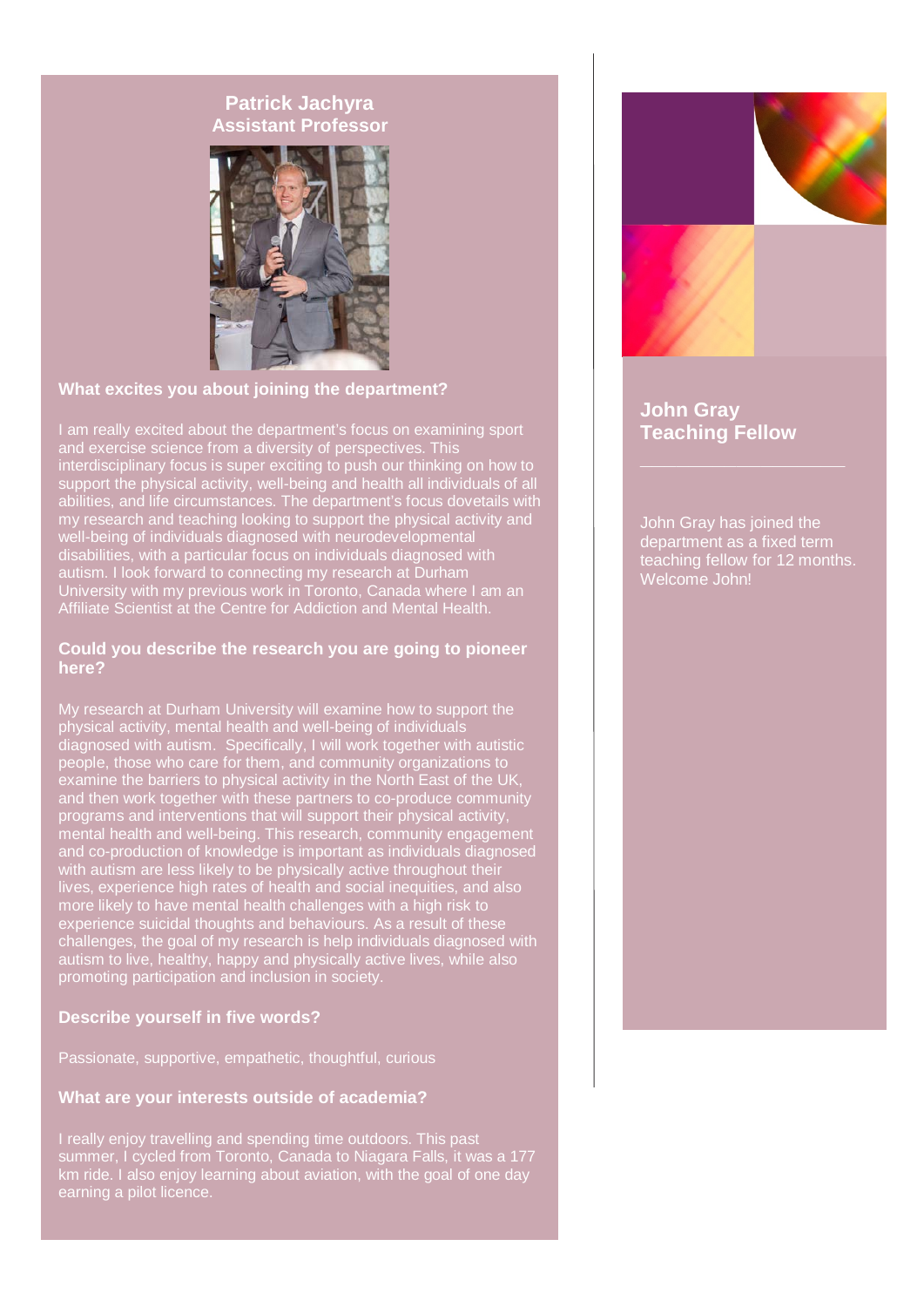## Patrick Jachyra
## Assistant Professor

### What excites you about joining the department?

I am really excited about the department's focus on examining sport and exercise science from a diversity of perspectives. This interdisciplinary focus is super exciting to push our thinking on how to support the physical activity, well-being and health all individuals of all abilities, and life circumstances. The department's focus dovetails with my research and teaching looking to support the physical activity and well-being of individuals diagnosed with neurodevelopmental disabilities, with a particular focus on individuals diagnosed with autism. I look forward to connecting my research at Durham University with my previous work in Toronto, Canada where I am an Affiliate Scientist at the Centre for Addiction and Mental Health.

### Could you describe the research you are going to pioneer here?

My research at Durham University will examine how to support the physical activity, mental health and well-being of individuals diagnosed with autism. Specifically, I will work together with autistic people, those who care for them, and community organizations to examine the barriers to physical activity in the North East of the UK, and then work together with these partners to co-produce community programs and interventions that will support their physical activity, mental health and well-being. This research, community engagement and co-production of knowledge is important as individuals diagnosed with autism are less likely to be physically active throughout their lives, experience high rates of health and social inequities, and also more likely to have mental health challenges with a high risk to experience suicidal thoughts and behaviours. As a result of these challenges, the goal of my research is help individuals diagnosed with autism to live, healthy, happy and physically active lives, while also promoting participation and inclusion in society.

### Describe yourself in five words?

Passionate, supportive, empathetic, thoughtful, curious

### What are your interests outside of academia?

I really enjoy travelling and spending time outdoors. This past summer, I cycled from Toronto, Canada to Niagara Falls, it was a 177 km ride. I also enjoy learning about aviation, with the goal of one day earning a pilot licence.

## John Gray
## Teaching Fellow

John Gray has joined the department as a fixed term teaching fellow for 12 months. Welcome John!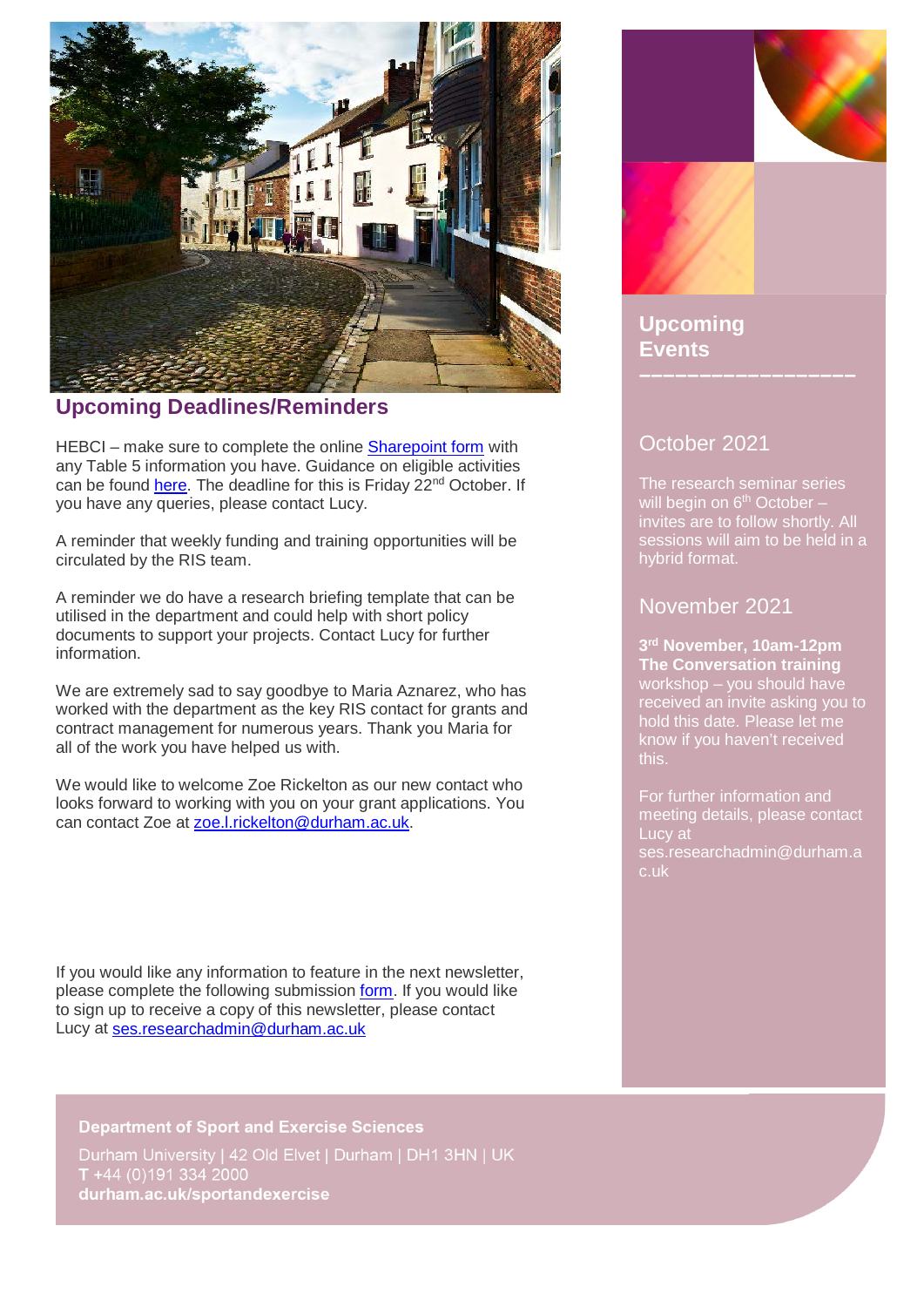## Upcoming Deadlines/Reminders

HEBCI – make sure to complete the online Sharepoint form with any Table 5 information you have. Guidance on eligible activities can be found here. The deadline for this is Friday 22nd October. If you have any queries, please contact Lucy.

A reminder that weekly funding and training opportunities will be circulated by the RIS team.

A reminder we do have a research briefing template that can be utilised in the department and could help with short policy documents to support your projects. Contact Lucy for further information.

We are extremely sad to say goodbye to Maria Aznarez, who has worked with the department as the key RIS contact for grants and contract management for numerous years. Thank you Maria for all of the work you have helped us with.

We would like to welcome Zoe Rickelton as our new contact who looks forward to working with you on your grant applications. You can contact Zoe at zoe.l.rickelton@durham.ac.uk.

If you would like any information to feature in the next newsletter, please complete the following submission form. If you would like to sign up to receive a copy of this newsletter, please contact Lucy at ses.researchadmin@durham.ac.uk

## Upcoming Events

### October 2021

The research seminar series will begin on 6th October – invites are to follow shortly. All sessions will aim to be held in a hybrid format.

### November 2021

**3rd November, 10am-12pm The Conversation training** workshop – you should have received an invite asking you to hold this date. Please let me know if you haven't received this.

For further information and meeting details, please contact Lucy at ses.researchadmin@durham.ac.uk

**Department of Sport and Exercise Sciences**

Durham University | 42 Old Elvet | Durham | DH1 3HN | UK
**T** +44 (0)191 334 2000
**durham.ac.uk/sportandexercise**